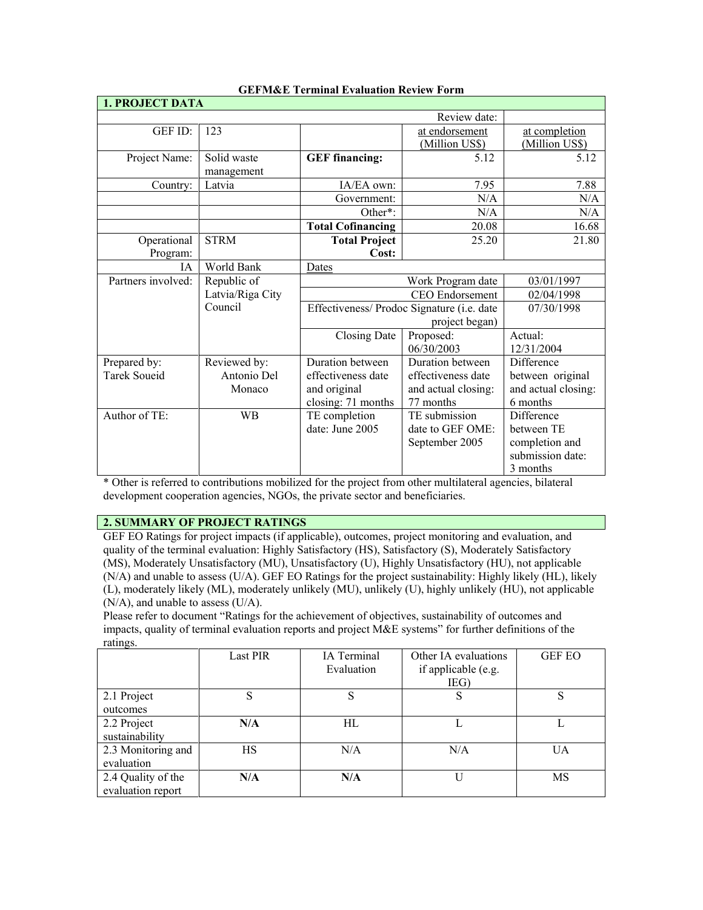**GEFM&E Terminal Evaluation Review Form**

| **1. PROJECT DATA** | | | | |
|---|---|---|---|---|
| | | | Review date: | |
| GEF ID: | 123 | | at endorsement (Million US$) | at completion (Million US$) |
| Project Name: | Solid waste management | **GEF financing:** | 5.12 | 5.12 |
| Country: | Latvia | IA/EA own: | 7.95 | 7.88 |
| | | Government: | N/A | N/A |
| | | Other*: | N/A | N/A |
| | | **Total Cofinancing** | 20.08 | 16.68 |
| Operational Program: | STRM | **Total Project Cost:** | 25.20 | 21.80 |
| IA | World Bank | Dates | | |
| Partners involved: | Republic of Latvia/Riga City Council | Work Program date | | 03/01/1997 |
| | | CEO Endorsement | | 02/04/1998 |
| | | Effectiveness/ Prodoc Signature (i.e. date project began) | | 07/30/1998 |
| | | Closing Date | Proposed: 06/30/2003 | Actual: 12/31/2004 |
| Prepared by: Tarek Soueid | Reviewed by: Antonio Del Monaco | Duration between effectiveness date and original closing: 71 months | Duration between effectiveness date and actual closing: 77 months | Difference between original and actual closing: 6 months |
| Author of TE: | WB | TE completion date: June 2005 | TE submission date to GEF OME: September 2005 | Difference between TE completion and submission date: 3 months |

\* Other is referred to contributions mobilized for the project from other multilateral agencies, bilateral development cooperation agencies, NGOs, the private sector and beneficiaries.

## 2. SUMMARY OF PROJECT RATINGS

GEF EO Ratings for project impacts (if applicable), outcomes, project monitoring and evaluation, and quality of the terminal evaluation: Highly Satisfactory (HS), Satisfactory (S), Moderately Satisfactory (MS), Moderately Unsatisfactory (MU), Unsatisfactory (U), Highly Unsatisfactory (HU), not applicable (N/A) and unable to assess (U/A). GEF EO Ratings for the project sustainability: Highly likely (HL), likely (L), moderately likely (ML), moderately unlikely (MU), unlikely (U), highly unlikely (HU), not applicable (N/A), and unable to assess (U/A).

Please refer to document "Ratings for the achievement of objectives, sustainability of outcomes and impacts, quality of terminal evaluation reports and project M&E systems" for further definitions of the ratings.

| | Last PIR | IA Terminal Evaluation | Other IA evaluations if applicable (e.g. IEG) | GEF EO |
|---|---|---|---|---|
| 2.1 Project outcomes | S | S | S | S |
| 2.2 Project sustainability | **N/A** | HL | L | L |
| 2.3 Monitoring and evaluation | HS | N/A | N/A | UA |
| 2.4 Quality of the evaluation report | **N/A** | **N/A** | U | MS |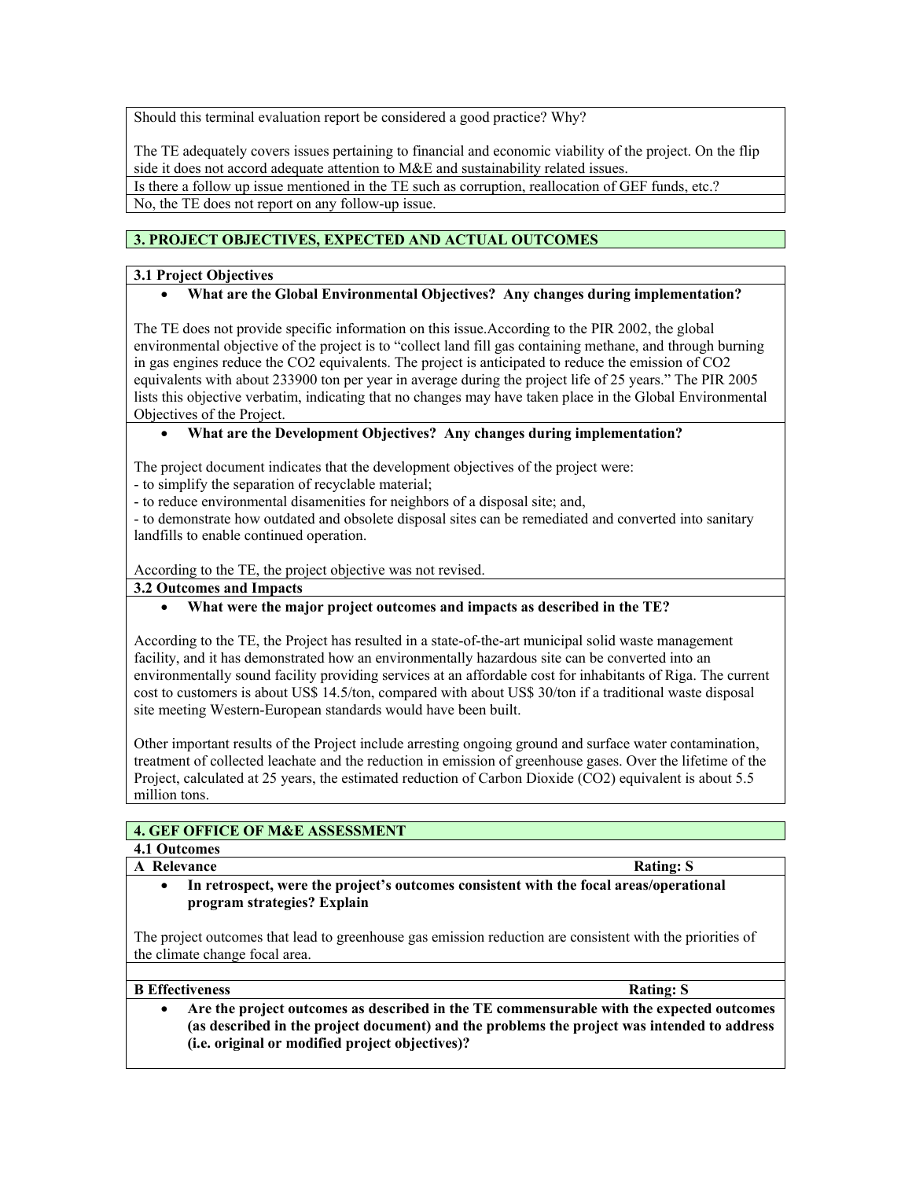Should this terminal evaluation report be considered a good practice? Why?

The TE adequately covers issues pertaining to financial and economic viability of the project. On the flip side it does not accord adequate attention to M&E and sustainability related issues.

Is there a follow up issue mentioned in the TE such as corruption, reallocation of GEF funds, etc.?

No, the TE does not report on any follow-up issue.

## 3. PROJECT OBJECTIVES, EXPECTED AND ACTUAL OUTCOMES

### 3.1 Project Objectives

- **What are the Global Environmental Objectives? Any changes during implementation?**

The TE does not provide specific information on this issue.According to the PIR 2002, the global environmental objective of the project is to "collect land fill gas containing methane, and through burning in gas engines reduce the $CO_2$ equivalents. The project is anticipated to reduce the emission of $CO_2$ equivalents with about 233900 ton per year in average during the project life of 25 years." The PIR 2005 lists this objective verbatim, indicating that no changes may have taken place in the Global Environmental Objectives of the Project.

- **What are the Development Objectives? Any changes during implementation?**

The project document indicates that the development objectives of the project were:
- to simplify the separation of recyclable material;
- to reduce environmental disamenities for neighbors of a disposal site; and,
- to demonstrate how outdated and obsolete disposal sites can be remediated and converted into sanitary landfills to enable continued operation.

According to the TE, the project objective was not revised.

### 3.2 Outcomes and Impacts

- **What were the major project outcomes and impacts as described in the TE?**

According to the TE, the Project has resulted in a state-of-the-art municipal solid waste management facility, and it has demonstrated how an environmentally hazardous site can be converted into an environmentally sound facility providing services at an affordable cost for inhabitants of Riga. The current cost to customers is about US$ 14.5/ton, compared with about US$ 30/ton if a traditional waste disposal site meeting Western-European standards would have been built.

Other important results of the Project include arresting ongoing ground and surface water contamination, treatment of collected leachate and the reduction in emission of greenhouse gases. Over the lifetime of the Project, calculated at 25 years, the estimated reduction of Carbon Dioxide ($CO_2$) equivalent is about 5.5 million tons.

## 4. GEF OFFICE OF M&E ASSESSMENT

### 4.1 Outcomes

**A Relevance** **Rating: S**

- **In retrospect, were the project's outcomes consistent with the focal areas/operational program strategies? Explain**

The project outcomes that lead to greenhouse gas emission reduction are consistent with the priorities of the climate change focal area.

**B Effectiveness** **Rating: S**

- **Are the project outcomes as described in the TE commensurable with the expected outcomes (as described in the project document) and the problems the project was intended to address (i.e. original or modified project objectives)?**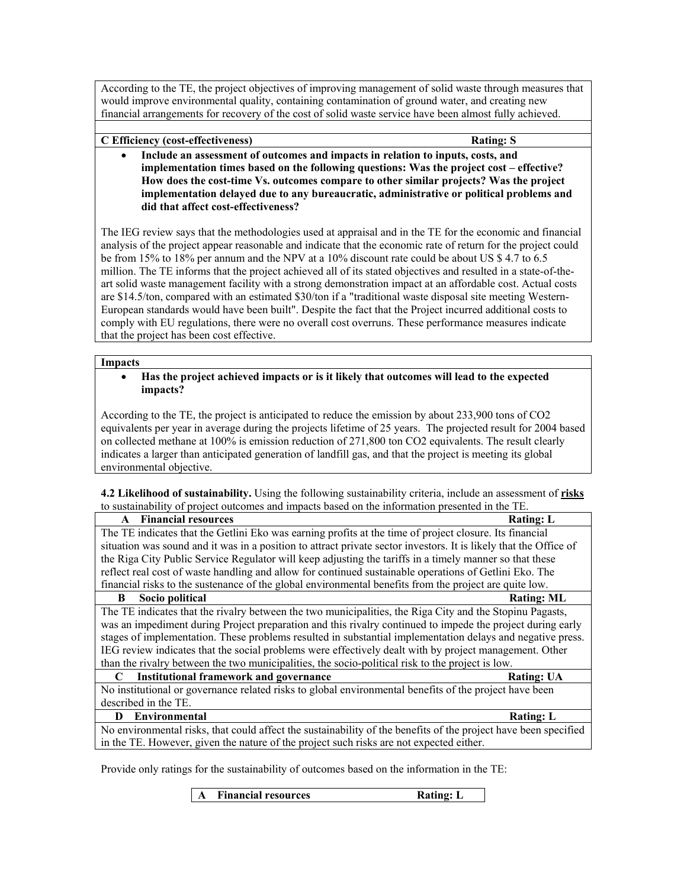According to the TE, the project objectives of improving management of solid waste through measures that would improve environmental quality, containing contamination of ground water, and creating new financial arrangements for recovery of the cost of solid waste service have been almost fully achieved.

| **C Efficiency (cost-effectiveness)** | **Rating: S** |
|---|---|

- **Include an assessment of outcomes and impacts in relation to inputs, costs, and implementation times based on the following questions: Was the project cost – effective? How does the cost-time Vs. outcomes compare to other similar projects? Was the project implementation delayed due to any bureaucratic, administrative or political problems and did that affect cost-effectiveness?**

The IEG review says that the methodologies used at appraisal and in the TE for the economic and financial analysis of the project appear reasonable and indicate that the economic rate of return for the project could be from 15% to 18% per annum and the NPV at a 10% discount rate could be about US $ 4.7 to 6.5 million. The TE informs that the project achieved all of its stated objectives and resulted in a state-of-the-art solid waste management facility with a strong demonstration impact at an affordable cost. Actual costs are $14.5/ton, compared with an estimated $30/ton if a "traditional waste disposal site meeting Western-European standards would have been built". Despite the fact that the Project incurred additional costs to comply with EU regulations, there were no overall cost overruns. These performance measures indicate that the project has been cost effective.

**Impacts**

- **Has the project achieved impacts or is it likely that outcomes will lead to the expected impacts?**

According to the TE, the project is anticipated to reduce the emission by about 233,900 tons of $CO_2$ equivalents per year in average during the projects lifetime of 25 years. The projected result for 2004 based on collected methane at 100% is emission reduction of 271,800 ton $CO_2$ equivalents. The result clearly indicates a larger than anticipated generation of landfill gas, and that the project is meeting its global environmental objective.

**4.2 Likelihood of sustainability.** Using the following sustainability criteria, include an assessment of **risks** to sustainability of project outcomes and impacts based on the information presented in the TE.

| **A Financial resources** | **Rating: L** |
|---|---|
| The TE indicates that the Getlini Eko was earning profits at the time of project closure. Its financial situation was sound and it was in a position to attract private sector investors. It is likely that the Office of the Riga City Public Service Regulator will keep adjusting the tariffs in a timely manner so that these reflect real cost of waste handling and allow for continued sustainable operations of Getlini Eko. The financial risks to the sustenance of the global environmental benefits from the project are quite low. | |
| **B Socio political** | **Rating: ML** |
| The TE indicates that the rivalry between the two municipalities, the Riga City and the Stopinu Pagasts, was an impediment during Project preparation and this rivalry continued to impede the project during early stages of implementation. These problems resulted in substantial implementation delays and negative press. IEG review indicates that the social problems were effectively dealt with by project management. Other than the rivalry between the two municipalities, the socio-political risk to the project is low. | |
| **C Institutional framework and governance** | **Rating: UA** |
| No institutional or governance related risks to global environmental benefits of the project have been described in the TE. | |
| **D Environmental** | **Rating: L** |
| No environmental risks, that could affect the sustainability of the benefits of the project have been specified in the TE. However, given the nature of the project such risks are not expected either. | |

Provide only ratings for the sustainability of outcomes based on the information in the TE:

| **A Financial resources** | **Rating: L** |
|---|---|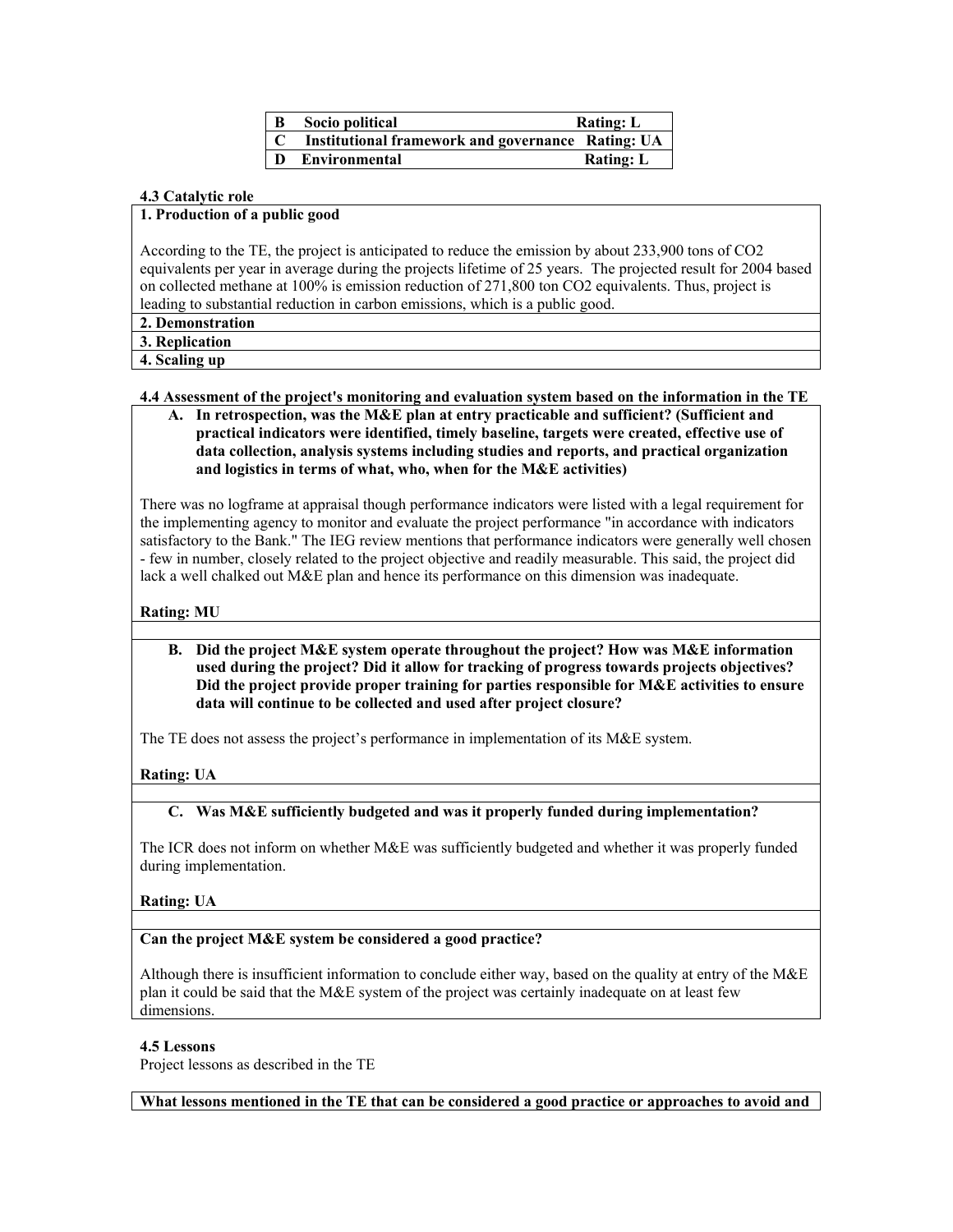| B | Socio political | Rating: L |
|---|---|---|
| C | Institutional framework and governance | Rating: UA |
| D | Environmental | Rating: L |

**4.3 Catalytic role**

**1. Production of a public good**

According to the TE, the project is anticipated to reduce the emission by about 233,900 tons of $CO_2$ equivalents per year in average during the projects lifetime of 25 years. The projected result for 2004 based on collected methane at 100% is emission reduction of 271,800 ton $CO_2$ equivalents. Thus, project is leading to substantial reduction in carbon emissions, which is a public good.

**2. Demonstration**

**3. Replication**

**4. Scaling up**

**4.4 Assessment of the project's monitoring and evaluation system based on the information in the TE**

**A. In retrospection, was the M&E plan at entry practicable and sufficient? (Sufficient and practical indicators were identified, timely baseline, targets were created, effective use of data collection, analysis systems including studies and reports, and practical organization and logistics in terms of what, who, when for the M&E activities)**

There was no logframe at appraisal though performance indicators were listed with a legal requirement for the implementing agency to monitor and evaluate the project performance "in accordance with indicators satisfactory to the Bank." The IEG review mentions that performance indicators were generally well chosen - few in number, closely related to the project objective and readily measurable. This said, the project did lack a well chalked out M&E plan and hence its performance on this dimension was inadequate.

**Rating: MU**

**B. Did the project M&E system operate throughout the project? How was M&E information used during the project? Did it allow for tracking of progress towards projects objectives? Did the project provide proper training for parties responsible for M&E activities to ensure data will continue to be collected and used after project closure?**

The TE does not assess the project's performance in implementation of its M&E system.

**Rating: UA**

**C. Was M&E sufficiently budgeted and was it properly funded during implementation?**

The ICR does not inform on whether M&E was sufficiently budgeted and whether it was properly funded during implementation.

**Rating: UA**

**Can the project M&E system be considered a good practice?**

Although there is insufficient information to conclude either way, based on the quality at entry of the M&E plan it could be said that the M&E system of the project was certainly inadequate on at least few dimensions.

**4.5 Lessons**

Project lessons as described in the TE

**What lessons mentioned in the TE that can be considered a good practice or approaches to avoid and**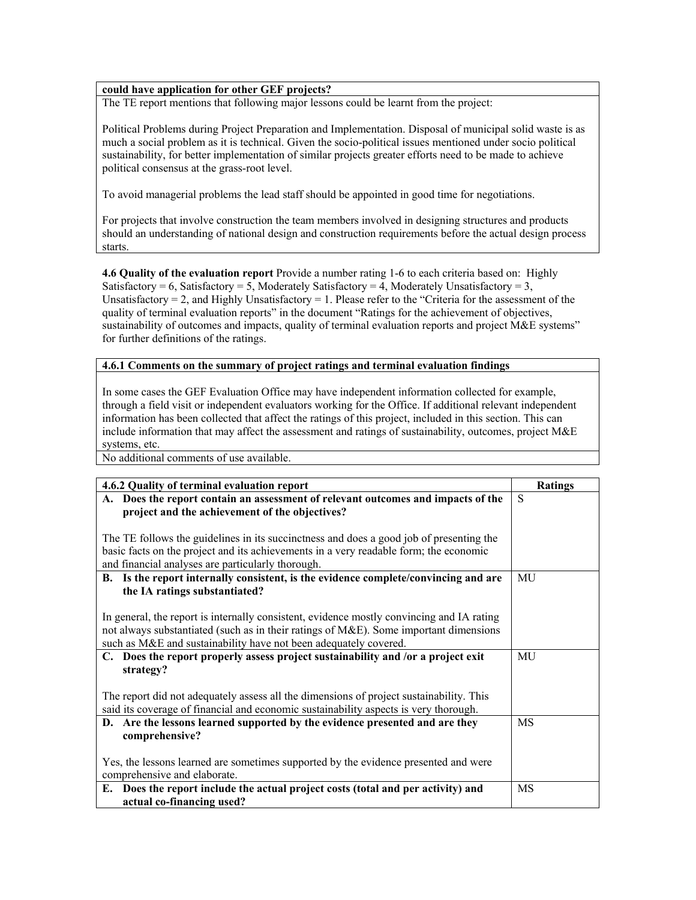| **could have application for other GEF projects?** |
|---|
| The TE report mentions that following major lessons could be learnt from the project:<br><br>Political Problems during Project Preparation and Implementation. Disposal of municipal solid waste is as much a social problem as it is technical. Given the socio-political issues mentioned under socio political sustainability, for better implementation of similar projects greater efforts need to be made to achieve political consensus at the grass-root level.<br><br>To avoid managerial problems the lead staff should be appointed in good time for negotiations.<br><br>For projects that involve construction the team members involved in designing structures and products should an understanding of national design and construction requirements before the actual design process starts. |

**4.6 Quality of the evaluation report** Provide a number rating 1-6 to each criteria based on: Highly Satisfactory = 6, Satisfactory = 5, Moderately Satisfactory = 4, Moderately Unsatisfactory = 3, Unsatisfactory = 2, and Highly Unsatisfactory = 1. Please refer to the "Criteria for the assessment of the quality of terminal evaluation reports" in the document "Ratings for the achievement of objectives, sustainability of outcomes and impacts, quality of terminal evaluation reports and project M&E systems" for further definitions of the ratings.

| **4.6.1 Comments on the summary of project ratings and terminal evaluation findings** |
|---|
| In some cases the GEF Evaluation Office may have independent information collected for example, through a field visit or independent evaluators working for the Office. If additional relevant independent information has been collected that affect the ratings of this project, included in this section. This can include information that may affect the assessment and ratings of sustainability, outcomes, project M&E systems, etc. |
| No additional comments of use available. |

| **4.6.2 Quality of terminal evaluation report** | **Ratings** |
|---|---|
| **A. Does the report contain an assessment of relevant outcomes and impacts of the project and the achievement of the objectives?**<br><br>The TE follows the guidelines in its succinctness and does a good job of presenting the basic facts on the project and its achievements in a very readable form; the economic and financial analyses are particularly thorough. | S |
| **B. Is the report internally consistent, is the evidence complete/convincing and are the IA ratings substantiated?**<br><br>In general, the report is internally consistent, evidence mostly convincing and IA rating not always substantiated (such as in their ratings of M&E). Some important dimensions such as M&E and sustainability have not been adequately covered. | MU |
| **C. Does the report properly assess project sustainability and /or a project exit strategy?**<br><br>The report did not adequately assess all the dimensions of project sustainability. This said its coverage of financial and economic sustainability aspects is very thorough. | MU |
| **D. Are the lessons learned supported by the evidence presented and are they comprehensive?**<br><br>Yes, the lessons learned are sometimes supported by the evidence presented and were comprehensive and elaborate. | MS |
| **E. Does the report include the actual project costs (total and per activity) and actual co-financing used?** | MS |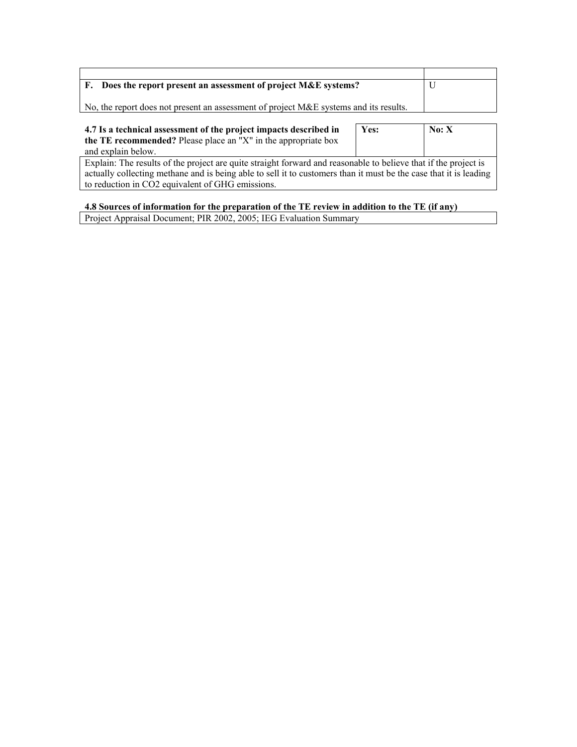| | |
|---|---|
| **F. Does the report present an assessment of project M&E systems?**<br><br>No, the report does not present an assessment of project M&E systems and its results. | U |

| **4.7 Is a technical assessment of the project impacts described in the TE recommended?** Please place an "X" in the appropriate box and explain below. | **Yes:** | **No: X** |
|---|---|---|
| Explain: The results of the project are quite straight forward and reasonable to believe that if the project is actually collecting methane and is being able to sell it to customers than it must be the case that it is leading to reduction in $CO_2$ equivalent of GHG emissions. | | |

**4.8 Sources of information for the preparation of the TE review in addition to the TE (if any)**

| |
|---|
| Project Appraisal Document; PIR 2002, 2005; IEG Evaluation Summary |